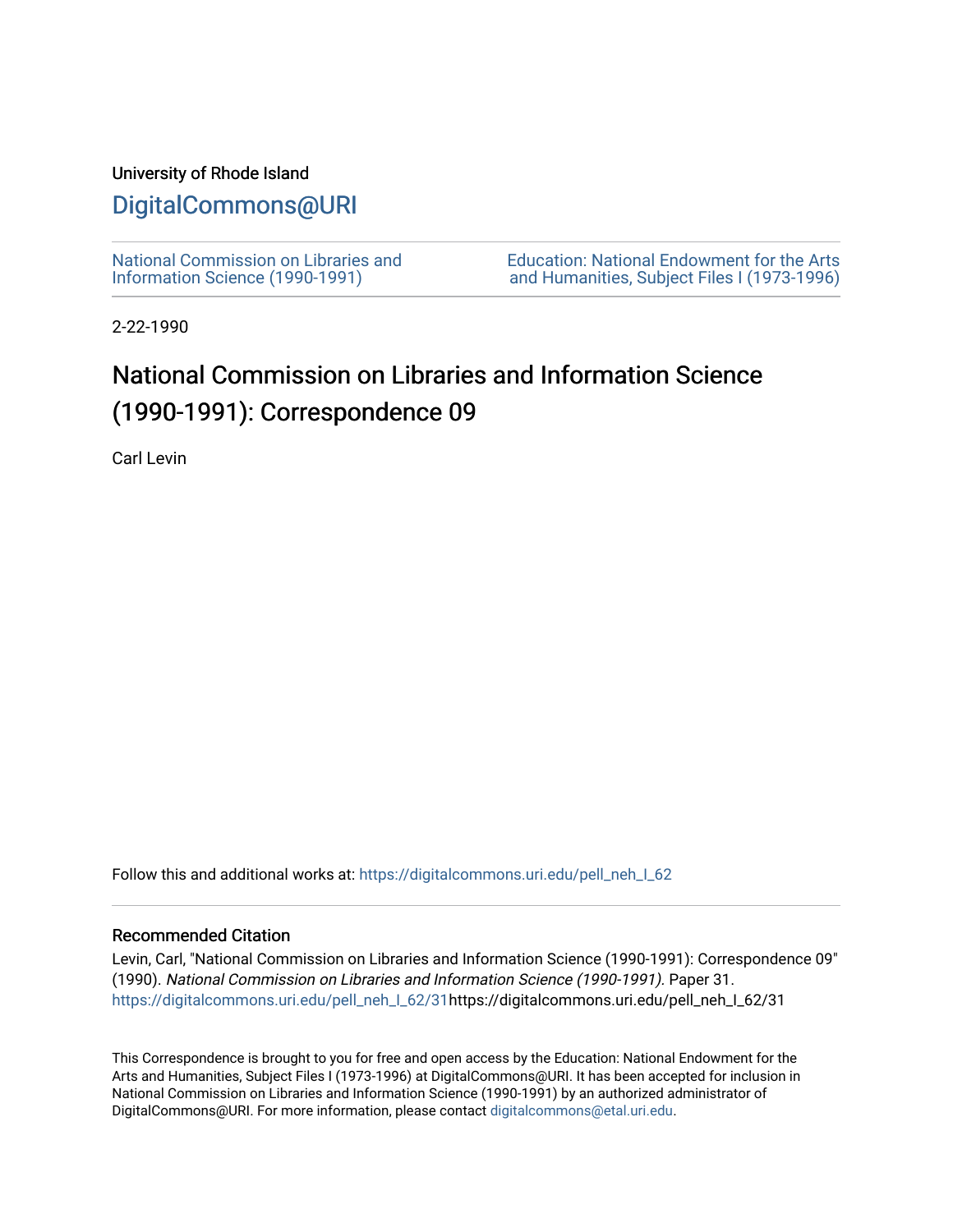University of Rhode Island

# DigitalCommons@URI

National Commission on Libraries and Information Science (1990-1991)

Education: National Endowment for the Arts and Humanities, Subject Files I (1973-1996)

2-22-1990

# National Commission on Libraries and Information Science (1990-1991): Correspondence 09

Carl Levin

Follow this and additional works at: https://digitalcommons.uri.edu/pell_neh_I_62

## Recommended Citation

Levin, Carl, "National Commission on Libraries and Information Science (1990-1991): Correspondence 09" (1990). *National Commission on Libraries and Information Science (1990-1991).* Paper 31.
https://digitalcommons.uri.edu/pell_neh_I_62/31https://digitalcommons.uri.edu/pell_neh_I_62/31

This Correspondence is brought to you for free and open access by the Education: National Endowment for the Arts and Humanities, Subject Files I (1973-1996) at DigitalCommons@URI. It has been accepted for inclusion in National Commission on Libraries and Information Science (1990-1991) by an authorized administrator of DigitalCommons@URI. For more information, please contact digitalcommons@etal.uri.edu.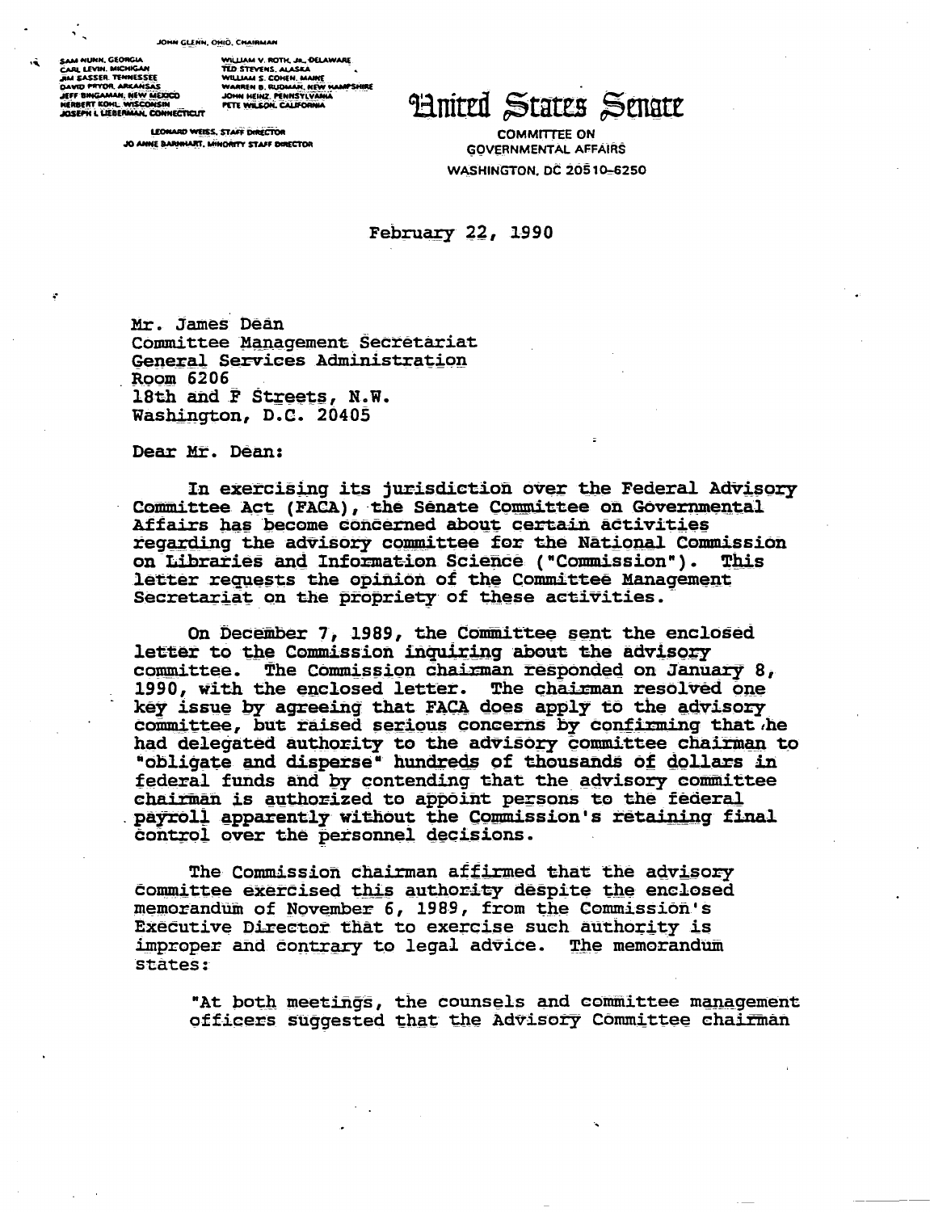JOHN GLENN, OHIO, CHAIRMAN

SAM NUNN, GEORGIA
CARL LEVIN, MICHIGAN
JIM SASSER, TENNESSEE
DAVID PRYOR, ARKANSAS
JEFF BINGAMAN, NEW MEXICO
HERBERT KOHL, WISCONSIN
JOSEPH I. LIEBERMAN, CONNECTICUT

WILLIAM V. ROTH, JR., DELAWARE
TED STEVENS, ALASKA
WILLIAM S. COHEN, MAINE
WARREN B. RUDMAN, NEW HAMPSHIRE
JOHN HEINZ, PENNSYLVANIA
PETE WILSON, CALIFORNIA

LEONARD WEISS, STAFF DIRECTOR
JO ANNE BARNHART, MINORITY STAFF DIRECTOR

# United States Senate

COMMITTEE ON
GOVERNMENTAL AFFAIRS
WASHINGTON, DC 20510–6250

February 22, 1990

Mr. James Dean
Committee Management Secretariat
General Services Administration
Room 6206
18th and F Streets, N.W.
Washington, D.C. 20405

Dear Mr. Dean:

In exercising its jurisdiction over the Federal Advisory Committee Act (FACA), the Senate Committee on Governmental Affairs has become concerned about certain activities regarding the advisory committee for the National Commission on Libraries and Information Science ("Commission"). This letter requests the opinion of the Committee Management Secretariat on the propriety of these activities.

On December 7, 1989, the Committee sent the enclosed letter to the Commission inquiring about the advisory committee. The Commission chairman responded on January 8, 1990, with the enclosed letter. The chairman resolved one key issue by agreeing that FACA does apply to the advisory committee, but raised serious concerns by confirming that he had delegated authority to the advisory committee chairman to "obligate and disperse" hundreds of thousands of dollars in federal funds and by contending that the advisory committee chairman is authorized to appoint persons to the federal payroll apparently without the Commission's retaining final control over the personnel decisions.

The Commission chairman affirmed that the advisory committee exercised this authority despite the enclosed memorandum of November 6, 1989, from the Commission's Executive Director that to exercise such authority is improper and contrary to legal advice. The memorandum states:

> "At both meetings, the counsels and committee management officers suggested that the Advisory Committee chairman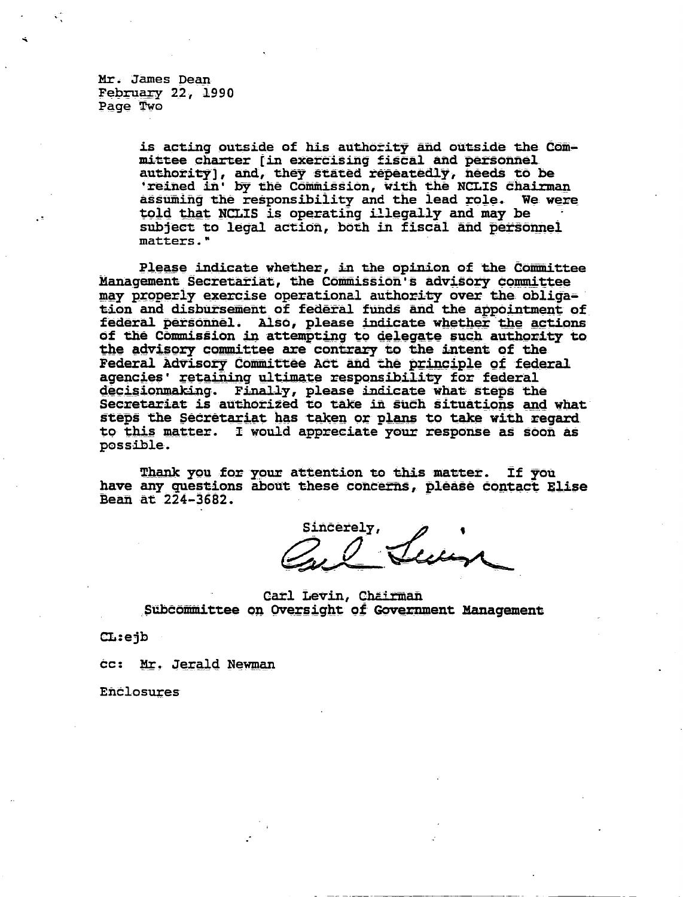Mr. James Dean
February 22, 1990
Page Two

> is acting outside of his authority and outside the Committee charter [in exercising fiscal and personnel authority], and, they stated repeatedly, needs to be 'reined in' by the Commission, with the NCLIS chairman assuming the responsibility and the lead role. We were told that NCLIS is operating illegally and may be subject to legal action, both in fiscal and personnel matters."

Please indicate whether, in the opinion of the Committee Management Secretariat, the Commission's advisory committee may properly exercise operational authority over the obligation and disbursement of federal funds and the appointment of federal personnel. Also, please indicate whether the actions of the Commission in attempting to delegate such authority to the advisory committee are contrary to the intent of the Federal Advisory Committee Act and the principle of federal agencies' retaining ultimate responsibility for federal decisionmaking. Finally, please indicate what steps the Secretariat is authorized to take in such situations and what steps the Secretariat has taken or plans to take with regard to this matter. I would appreciate your response as soon as possible.

Thank you for your attention to this matter. If you have any questions about these concerns, please contact Elise Bean at 224-3682.

Sincerely,

Carl Levin, Chairman
Subcommittee on Oversight of Government Management

CL:ejb

cc: Mr. Jerald Newman

Enclosures